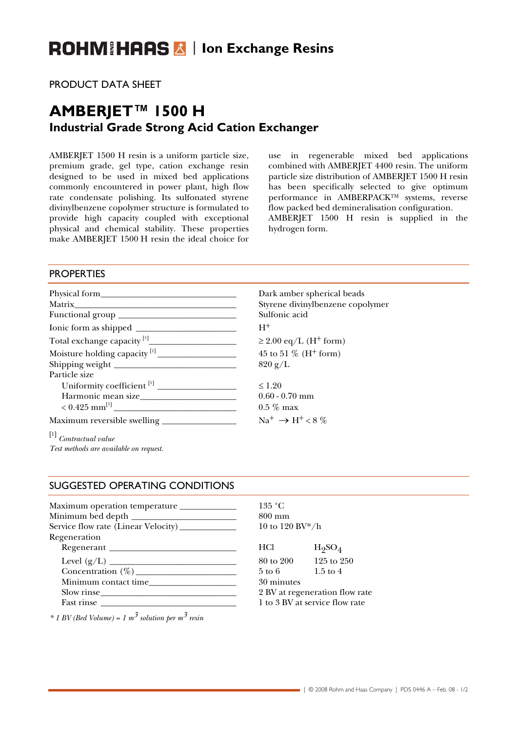ROHM AND HAAS | Ion Exchange Resins

PRODUCT DATA SHEET

# AMBERJET™ 1500 H
## Industrial Grade Strong Acid Cation Exchanger

AMBERJET 1500 H resin is a uniform particle size, premium grade, gel type, cation exchange resin designed to be used in mixed bed applications commonly encountered in power plant, high flow rate condensate polishing. Its sulfonated styrene divinylbenzene copolymer structure is formulated to provide high capacity coupled with exceptional physical and chemical stability. These properties make AMBERJET 1500 H resin the ideal choice for use in regenerable mixed bed applications combined with AMBERJET 4400 resin. The uniform particle size distribution of AMBERJET 1500 H resin has been specifically selected to give optimum performance in AMBERPACK™ systems, reverse flow packed bed demineralisation configuration. AMBERJET 1500 H resin is supplied in the hydrogen form.

## PROPERTIES

| Property | Value |
|---|---|
| Physical form | Dark amber spherical beads |
| Matrix | Styrene divinylbenzene copolymer |
| Functional group | Sulfonic acid |
| Ionic form as shipped | $H^+$ |
| Total exchange capacity [1] | ≥ 2.00 eq/L ($H^+$ form) |
| Moisture holding capacity [1] | 45 to 51 % ($H^+$ form) |
| Shipping weight | 820 g/L |
| Particle size | |
| Uniformity coefficient [1] | ≤ 1.20 |
| Harmonic mean size | 0.60 - 0.70 mm |
| < 0.425 mm [1] | 0.5 % max |
| Maximum reversible swelling | $Na^+ \rightarrow H^+ < 8$ % |

[1] *Contractual value*

*Test methods are available on request.*

## SUGGESTED OPERATING CONDITIONS

| Condition | | |
|---|---|---|
| Maximum operation temperature | 135 °C | |
| Minimum bed depth | 800 mm | |
| Service flow rate (Linear Velocity) | 10 to 120 BV*/h | |
| Regeneration | | |
| Regenerant | HCl | $H_2SO_4$ |
| Level (g/L) | 80 to 200 | 125 to 250 |
| Concentration (%) | 5 to 6 | 1.5 to 4 |
| Minimum contact time | 30 minutes | |
| Slow rinse | 2 BV at regeneration flow rate | |
| Fast rinse | 1 to 3 BV at service flow rate | |

*\* 1 BV (Bed Volume) = 1 $m^3$ solution per $m^3$ resin*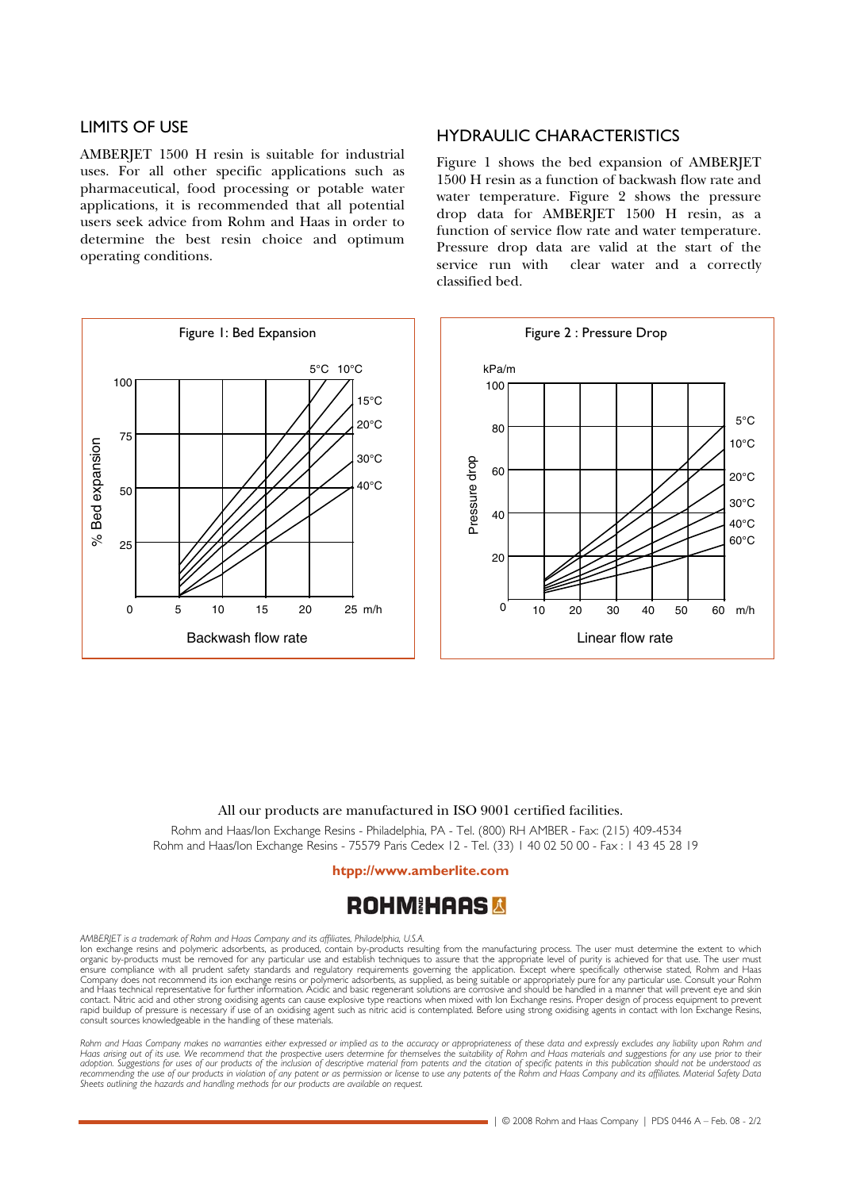## LIMITS OF USE

AMBERJET 1500 H resin is suitable for industrial uses. For all other specific applications such as pharmaceutical, food processing or potable water applications, it is recommended that all potential users seek advice from Rohm and Haas in order to determine the best resin choice and optimum operating conditions.

## HYDRAULIC CHARACTERISTICS

Figure 1 shows the bed expansion of AMBERJET 1500 H resin as a function of backwash flow rate and water temperature. Figure 2 shows the pressure drop data for AMBERJET 1500 H resin, as a function of service flow rate and water temperature. Pressure drop data are valid at the start of the service run with clear water and a correctly classified bed.

Figure 1: Bed Expansion

% Bed expansion

100
75
50
25
0

5°C 10°C
15°C
20°C
30°C
40°C

5 10 15 20 25 m/h

Backwash flow rate

Figure 2 : Pressure Drop

kPa/m

Pressure drop

100
80
60
40
20
0

5°C
10°C
20°C
30°C
40°C
60°C

10 20 30 40 50 60 m/h

Linear flow rate

All our products are manufactured in ISO 9001 certified facilities.

Rohm and Haas/Ion Exchange Resins - Philadelphia, PA - Tel. (800) RH AMBER - Fax: (215) 409-4534
Rohm and Haas/Ion Exchange Resins - 75579 Paris Cedex 12 - Tel. (33) 1 40 02 50 00 - Fax : 1 43 45 28 19

**htpp://www.amberlite.com**

**ROHM AND HAAS**

*AMBERJET is a trademark of Rohm and Haas Company and its affiliates, Philadelphia, U.S.A.*
Ion exchange resins and polymeric adsorbents, as produced, contain by-products resulting from the manufacturing process. The user must determine the extent to which organic by-products must be removed for any particular use and establish techniques to assure that the appropriate level of purity is achieved for that use. The user must ensure compliance with all prudent safety standards and regulatory requirements governing the application. Except where specifically otherwise stated, Rohm and Haas Company does not recommend its ion exchange resins or polymeric adsorbents, as supplied, as being suitable or appropriately pure for any particular use. Consult your Rohm and Haas technical representative for further information. Acidic and basic regenerant solutions are corrosive and should be handled in a manner that will prevent eye and skin contact. Nitric acid and other strong oxidising agents can cause explosive type reactions when mixed with Ion Exchange resins. Proper design of process equipment to prevent rapid buildup of pressure is necessary if use of an oxidising agent such as nitric acid is contemplated. Before using strong oxidising agents in contact with Ion Exchange Resins, consult sources knowledgeable in the handling of these materials.

*Rohm and Haas Company makes no warranties either expressed or implied as to the accuracy or appropriateness of these data and expressly excludes any liability upon Rohm and Haas arising out of its use. We recommend that the prospective users determine for themselves the suitability of Rohm and Haas materials and suggestions for any use prior to their adoption. Suggestions for uses of our products of the inclusion of descriptive material from patents and the citation of specific patents in this publication should not be understood as recommending the use of our products in violation of any patent or as permission or license to use any patents of the Rohm and Haas Company and its affiliates. Material Safety Data Sheets outlining the hazards and handling methods for our products are available on request.*

| © 2008 Rohm and Haas Company | PDS 0446 A – Feb. 08 - 2/2